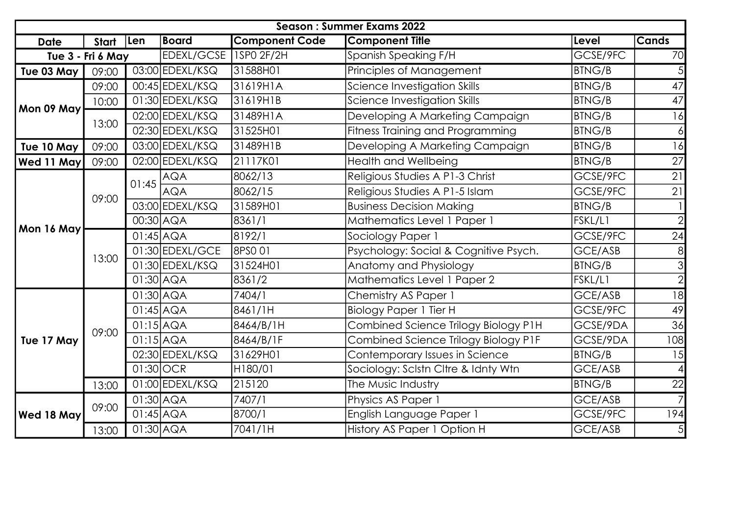**Season : Summer Exams 2022**

| Date | Start | Len | Board | Component Code | Component Title | Level | Cands |
|---|---|---|---|---|---|---|---|
| Tue 3 - Fri 6 May | | | EDEXL/GCSE | 1SP0 2F/2H | Spanish Speaking F/H | GCSE/9FC | 70 |
| Tue 03 May | 09:00 | 03:00 | EDEXL/KSQ | 31588H01 | Principles of Management | BTNG/B | 5 |
| Mon 09 May | 09:00 | 00:45 | EDEXL/KSQ | 31619H1A | Science Investigation Skills | BTNG/B | 47 |
| | 10:00 | 01:30 | EDEXL/KSQ | 31619H1B | Science Investigation Skills | BTNG/B | 47 |
| | 13:00 | 02:00 | EDEXL/KSQ | 31489H1A | Developing A Marketing Campaign | BTNG/B | 16 |
| | | 02:30 | EDEXL/KSQ | 31525H01 | Fitness Training and Programming | BTNG/B | 6 |
| Tue 10 May | 09:00 | 03:00 | EDEXL/KSQ | 31489H1B | Developing A Marketing Campaign | BTNG/B | 16 |
| Wed 11 May | 09:00 | 02:00 | EDEXL/KSQ | 21117K01 | Health and Wellbeing | BTNG/B | 27 |
| Mon 16 May | 09:00 | 01:45 | AQA | 8062/13 | Religious Studies A P1-3 Christ | GCSE/9FC | 21 |
| | | | AQA | 8062/15 | Religious Studies A P1-5 Islam | GCSE/9FC | 21 |
| | | 03:00 | EDEXL/KSQ | 31589H01 | Business Decision Making | BTNG/B | 1 |
| | | 00:30 | AQA | 8361/1 | Mathematics Level 1 Paper 1 | FSKL/L1 | 2 |
| | 13:00 | 01:45 | AQA | 8192/1 | Sociology Paper 1 | GCSE/9FC | 24 |
| | | 01:30 | EDEXL/GCE | 8PS0 01 | Psychology: Social & Cognitive Psych. | GCE/ASB | 8 |
| | | 01:30 | EDEXL/KSQ | 31524H01 | Anatomy and Physiology | BTNG/B | 3 |
| | | 01:30 | AQA | 8361/2 | Mathematics Level 1 Paper 2 | FSKL/L1 | 2 |
| Tue 17 May | 09:00 | 01:30 | AQA | 7404/1 | Chemistry AS Paper 1 | GCE/ASB | 18 |
| | | 01:45 | AQA | 8461/1H | Biology Paper 1 Tier H | GCSE/9FC | 49 |
| | | 01:15 | AQA | 8464/B/1H | Combined Science Trilogy Biology P1H | GCSE/9DA | 36 |
| | | 01:15 | AQA | 8464/B/1F | Combined Science Trilogy Biology P1F | GCSE/9DA | 108 |
| | | 02:30 | EDEXL/KSQ | 31629H01 | Contemporary Issues in Science | BTNG/B | 15 |
| | | 01:30 | OCR | H180/01 | Sociology: Sclstn Cltre & Idnty Wtn | GCE/ASB | 4 |
| | 13:00 | 01:00 | EDEXL/KSQ | 215120 | The Music Industry | BTNG/B | 22 |
| Wed 18 May | 09:00 | 01:30 | AQA | 7407/1 | Physics AS Paper 1 | GCE/ASB | 7 |
| | | 01:45 | AQA | 8700/1 | English Language Paper 1 | GCSE/9FC | 194 |
| | 13:00 | 01:30 | AQA | 7041/1H | History AS Paper 1 Option H | GCE/ASB | 5 |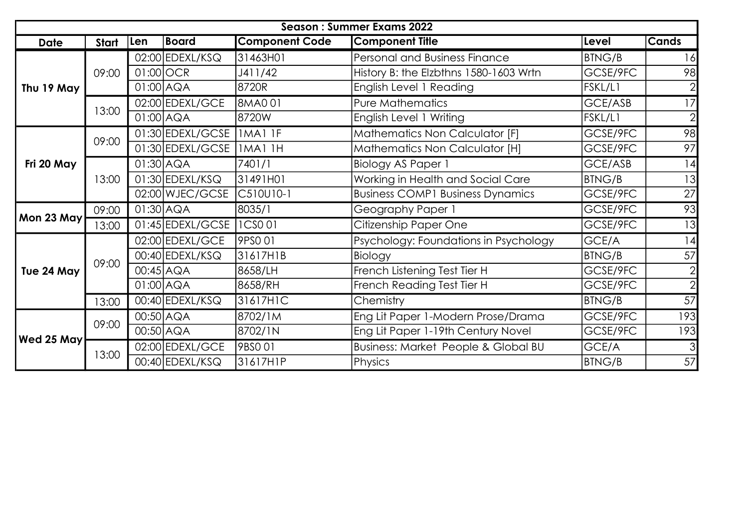| Season : Summer Exams 2022 | | | | | | | |
|---|---|---|---|---|---|---|---|
| **Date** | **Start** | **Len** | **Board** | **Component Code** | **Component Title** | **Level** | **Cands** |
| **Thu 19 May** | 09:00 | 02:00 | EDEXL/KSQ | 31463H01 | Personal and Business Finance | BTNG/B | 16 |
| | | 01:00 | OCR | J411/42 | History B: the Elzbthns 1580-1603 Wrtn | GCSE/9FC | 98 |
| | | 01:00 | AQA | 8720R | English Level 1 Reading | FSKL/L1 | 2 |
| | 13:00 | 02:00 | EDEXL/GCE | 8MA0 01 | Pure Mathematics | GCE/ASB | 17 |
| | | 01:00 | AQA | 8720W | English Level 1 Writing | FSKL/L1 | 2 |
| **Fri 20 May** | 09:00 | 01:30 | EDEXL/GCSE | 1MA1 1F | Mathematics Non Calculator [F] | GCSE/9FC | 98 |
| | | 01:30 | EDEXL/GCSE | 1MA1 1H | Mathematics Non Calculator [H] | GCSE/9FC | 97 |
| | 13:00 | 01:30 | AQA | 7401/1 | Biology AS Paper 1 | GCE/ASB | 14 |
| | | 01:30 | EDEXL/KSQ | 31491H01 | Working in Health and Social Care | BTNG/B | 13 |
| | | 02:00 | WJEC/GCSE | C510U10-1 | Business COMP1 Business Dynamics | GCSE/9FC | 27 |
| **Mon 23 May** | 09:00 | 01:30 | AQA | 8035/1 | Geography Paper 1 | GCSE/9FC | 93 |
| | 13:00 | 01:45 | EDEXL/GCSE | 1CS0 01 | Citizenship Paper One | GCSE/9FC | 13 |
| **Tue 24 May** | 09:00 | 02:00 | EDEXL/GCE | 9PS0 01 | Psychology: Foundations in Psychology | GCE/A | 14 |
| | | 00:40 | EDEXL/KSQ | 31617H1B | Biology | BTNG/B | 57 |
| | | 00:45 | AQA | 8658/LH | French Listening Test Tier H | GCSE/9FC | 2 |
| | | 01:00 | AQA | 8658/RH | French Reading Test Tier H | GCSE/9FC | 2 |
| | 13:00 | 00:40 | EDEXL/KSQ | 31617H1C | Chemistry | BTNG/B | 57 |
| **Wed 25 May** | 09:00 | 00:50 | AQA | 8702/1M | Eng Lit Paper 1-Modern Prose/Drama | GCSE/9FC | 193 |
| | | 00:50 | AQA | 8702/1N | Eng Lit Paper 1-19th Century Novel | GCSE/9FC | 193 |
| | 13:00 | 02:00 | EDEXL/GCE | 9BS0 01 | Business: Market People & Global BU | GCE/A | 3 |
| | | 00:40 | EDEXL/KSQ | 31617H1P | Physics | BTNG/B | 57 |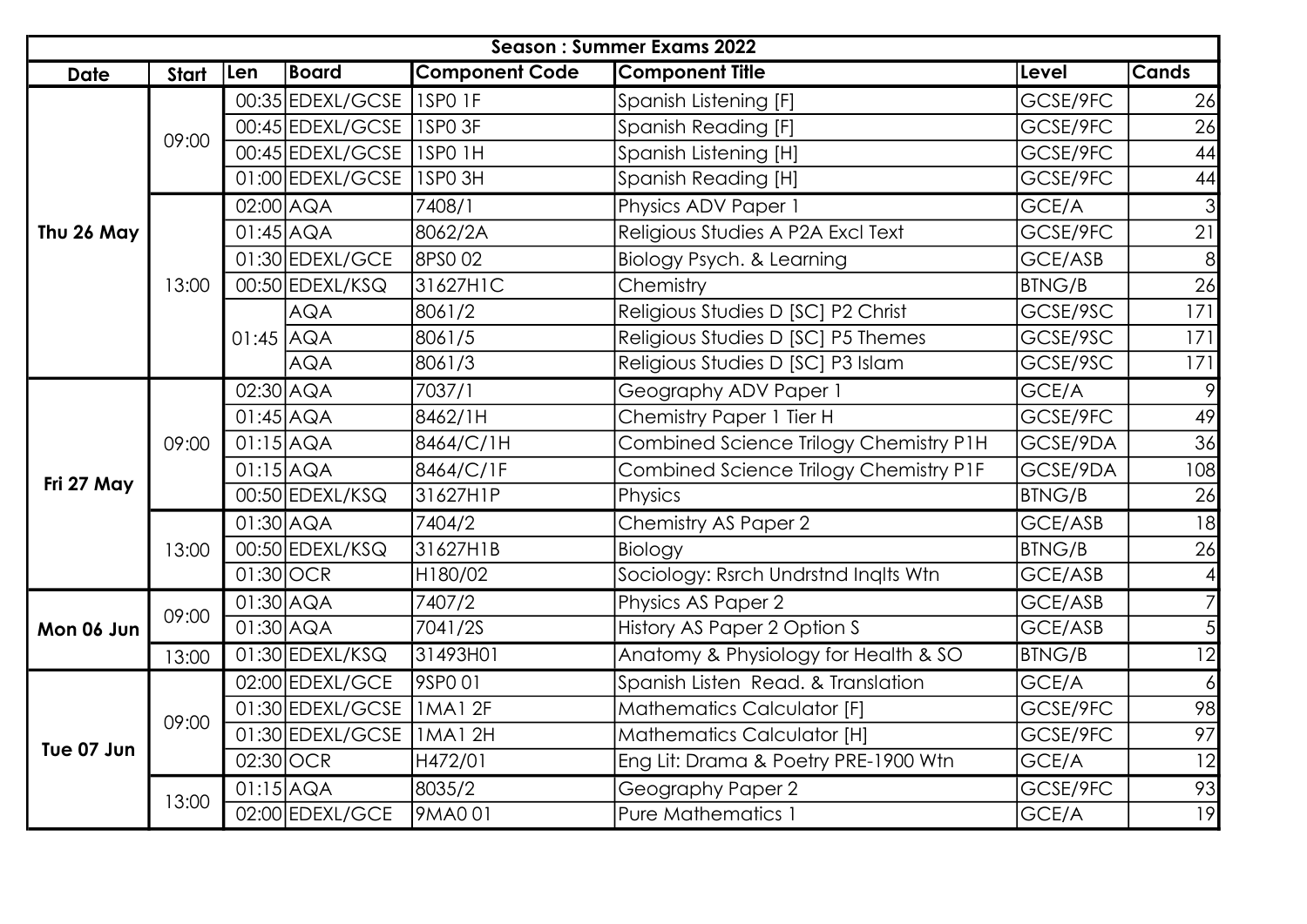| Season : Summer Exams 2022 | | | | | | | |
|---|---|---|---|---|---|---|---|
| **Date** | **Start** | **Len** | **Board** | **Component Code** | **Component Title** | **Level** | **Cands** |
| **Thu 26 May** | 09:00 | 00:35 | EDEXL/GCSE | 1SP0 1F | Spanish Listening [F] | GCSE/9FC | 26 |
| | | 00:45 | EDEXL/GCSE | 1SP0 3F | Spanish Reading [F] | GCSE/9FC | 26 |
| | | 00:45 | EDEXL/GCSE | 1SP0 1H | Spanish Listening [H] | GCSE/9FC | 44 |
| | | 01:00 | EDEXL/GCSE | 1SP0 3H | Spanish Reading [H] | GCSE/9FC | 44 |
| | 13:00 | 02:00 | AQA | 7408/1 | Physics ADV Paper 1 | GCE/A | 3 |
| | | 01:45 | AQA | 8062/2A | Religious Studies A P2A Excl Text | GCSE/9FC | 21 |
| | | 01:30 | EDEXL/GCE | 8PS0 02 | Biology Psych. & Learning | GCE/ASB | 8 |
| | | 00:50 | EDEXL/KSQ | 31627H1C | Chemistry | BTNG/B | 26 |
| | | 01:45 | AQA | 8061/2 | Religious Studies D [SC] P2 Christ | GCSE/9SC | 171 |
| | | | AQA | 8061/5 | Religious Studies D [SC] P5 Themes | GCSE/9SC | 171 |
| | | | AQA | 8061/3 | Religious Studies D [SC] P3 Islam | GCSE/9SC | 171 |
| **Fri 27 May** | 09:00 | 02:30 | AQA | 7037/1 | Geography ADV Paper 1 | GCE/A | 9 |
| | | 01:45 | AQA | 8462/1H | Chemistry Paper 1 Tier H | GCSE/9FC | 49 |
| | | 01:15 | AQA | 8464/C/1H | Combined Science Trilogy Chemistry P1H | GCSE/9DA | 36 |
| | | 01:15 | AQA | 8464/C/1F | Combined Science Trilogy Chemistry P1F | GCSE/9DA | 108 |
| | | 00:50 | EDEXL/KSQ | 31627H1P | Physics | BTNG/B | 26 |
| | 13:00 | 01:30 | AQA | 7404/2 | Chemistry AS Paper 2 | GCE/ASB | 18 |
| | | 00:50 | EDEXL/KSQ | 31627H1B | Biology | BTNG/B | 26 |
| | | 01:30 | OCR | H180/02 | Sociology: Rsrch Undrstnd Inqlts Wtn | GCE/ASB | 4 |
| **Mon 06 Jun** | 09:00 | 01:30 | AQA | 7407/2 | Physics AS Paper 2 | GCE/ASB | 7 |
| | | 01:30 | AQA | 7041/2S | History AS Paper 2 Option S | GCE/ASB | 5 |
| | 13:00 | 01:30 | EDEXL/KSQ | 31493H01 | Anatomy & Physiology for Health & SO | BTNG/B | 12 |
| **Tue 07 Jun** | 09:00 | 02:00 | EDEXL/GCE | 9SP0 01 | Spanish Listen Read. & Translation | GCE/A | 6 |
| | | 01:30 | EDEXL/GCSE | 1MA1 2F | Mathematics Calculator [F] | GCSE/9FC | 98 |
| | | 01:30 | EDEXL/GCSE | 1MA1 2H | Mathematics Calculator [H] | GCSE/9FC | 97 |
| | | 02:30 | OCR | H472/01 | Eng Lit: Drama & Poetry PRE-1900 Wtn | GCE/A | 12 |
| | 13:00 | 01:15 | AQA | 8035/2 | Geography Paper 2 | GCSE/9FC | 93 |
| | | 02:00 | EDEXL/GCE | 9MA0 01 | Pure Mathematics 1 | GCE/A | 19 |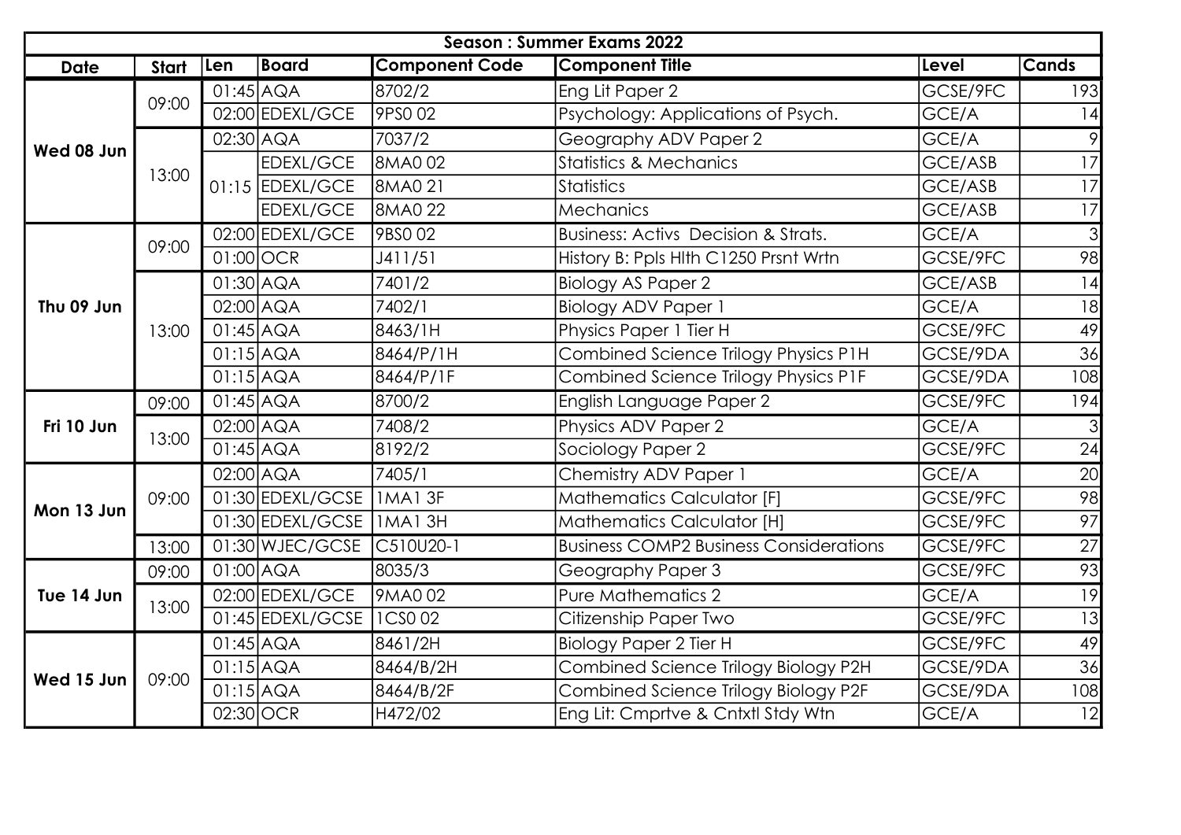| Season : Summer Exams 2022 | | | | | | | |
|---|---|---|---|---|---|---|---|
| **Date** | **Start** | **Len** | **Board** | **Component Code** | **Component Title** | **Level** | **Cands** |
| **Wed 08 Jun** | 09:00 | 01:45 | AQA | 8702/2 | Eng Lit Paper 2 | GCSE/9FC | 193 |
| | | 02:00 | EDEXL/GCE | 9PS0 02 | Psychology: Applications of Psych. | GCE/A | 14 |
| | 13:00 | 02:30 | AQA | 7037/2 | Geography ADV Paper 2 | GCE/A | 9 |
| | | 01:15 | EDEXL/GCE | 8MA0 02 | Statistics & Mechanics | GCE/ASB | 17 |
| | | | EDEXL/GCE | 8MA0 21 | Statistics | GCE/ASB | 17 |
| | | | EDEXL/GCE | 8MA0 22 | Mechanics | GCE/ASB | 17 |
| **Thu 09 Jun** | 09:00 | 02:00 | EDEXL/GCE | 9BS0 02 | Business: Activs Decision & Strats. | GCE/A | 3 |
| | | 01:00 | OCR | J411/51 | History B: Ppls Hlth C1250 Prsnt Wrtn | GCSE/9FC | 98 |
| | 13:00 | 01:30 | AQA | 7401/2 | Biology AS Paper 2 | GCE/ASB | 14 |
| | | 02:00 | AQA | 7402/1 | Biology ADV Paper 1 | GCE/A | 18 |
| | | 01:45 | AQA | 8463/1H | Physics Paper 1 Tier H | GCSE/9FC | 49 |
| | | 01:15 | AQA | 8464/P/1H | Combined Science Trilogy Physics P1H | GCSE/9DA | 36 |
| | | 01:15 | AQA | 8464/P/1F | Combined Science Trilogy Physics P1F | GCSE/9DA | 108 |
| **Fri 10 Jun** | 09:00 | 01:45 | AQA | 8700/2 | English Language Paper 2 | GCSE/9FC | 194 |
| | 13:00 | 02:00 | AQA | 7408/2 | Physics ADV Paper 2 | GCE/A | 3 |
| | | 01:45 | AQA | 8192/2 | Sociology Paper 2 | GCSE/9FC | 24 |
| **Mon 13 Jun** | 09:00 | 02:00 | AQA | 7405/1 | Chemistry ADV Paper 1 | GCE/A | 20 |
| | | 01:30 | EDEXL/GCSE | 1MA1 3F | Mathematics Calculator [F] | GCSE/9FC | 98 |
| | | 01:30 | EDEXL/GCSE | 1MA1 3H | Mathematics Calculator [H] | GCSE/9FC | 97 |
| | 13:00 | 01:30 | WJEC/GCSE | C510U20-1 | Business COMP2 Business Considerations | GCSE/9FC | 27 |
| **Tue 14 Jun** | 09:00 | 01:00 | AQA | 8035/3 | Geography Paper 3 | GCSE/9FC | 93 |
| | 13:00 | 02:00 | EDEXL/GCE | 9MA0 02 | Pure Mathematics 2 | GCE/A | 19 |
| | | 01:45 | EDEXL/GCSE | 1CS0 02 | Citizenship Paper Two | GCSE/9FC | 13 |
| **Wed 15 Jun** | 09:00 | 01:45 | AQA | 8461/2H | Biology Paper 2 Tier H | GCSE/9FC | 49 |
| | | 01:15 | AQA | 8464/B/2H | Combined Science Trilogy Biology P2H | GCSE/9DA | 36 |
| | | 01:15 | AQA | 8464/B/2F | Combined Science Trilogy Biology P2F | GCSE/9DA | 108 |
| | | 02:30 | OCR | H472/02 | Eng Lit: Cmprtve & Cntxtl Stdy Wtn | GCE/A | 12 |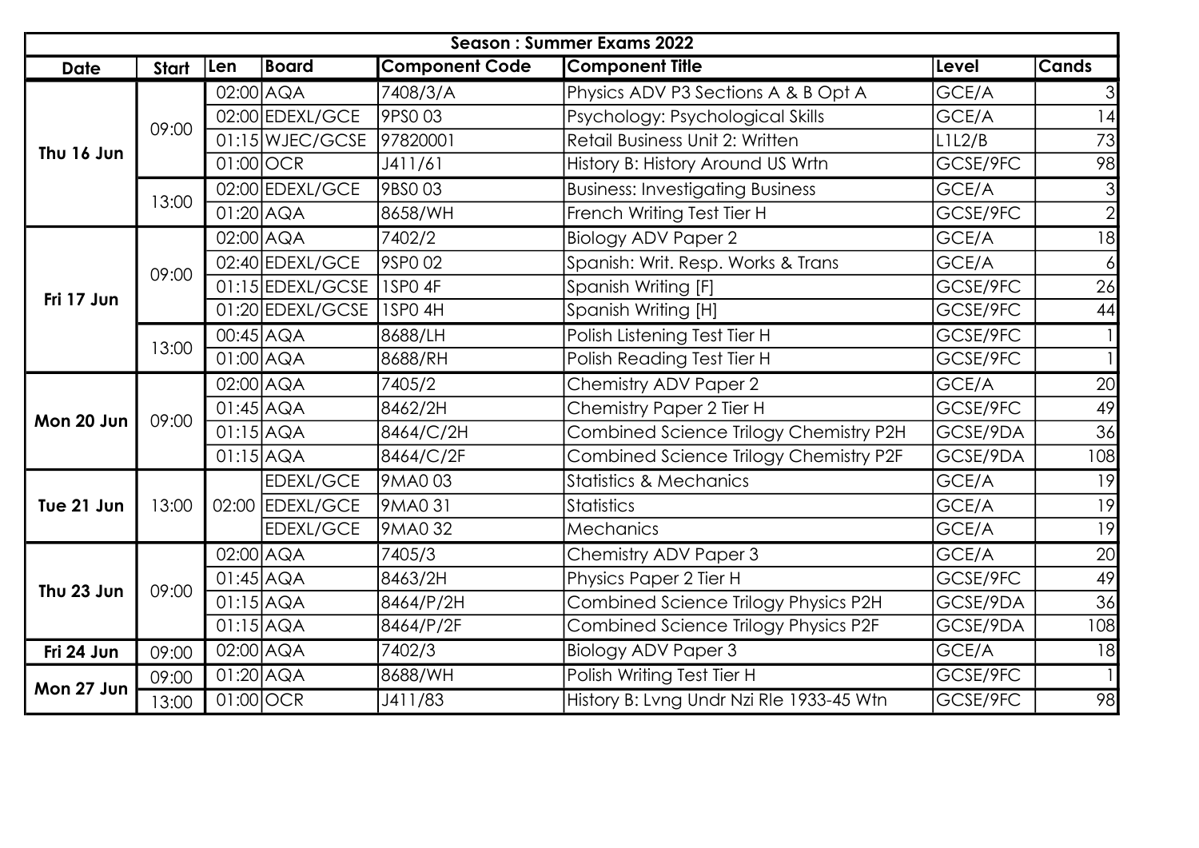| Season : Summer Exams 2022 | | | | | | | |
|---|---|---|---|---|---|---|---|
| **Date** | **Start** | **Len** | **Board** | **Component Code** | **Component Title** | **Level** | **Cands** |
| Thu 16 Jun | 09:00 | 02:00 | AQA | 7408/3/A | Physics ADV P3 Sections A & B Opt A | GCE/A | 3 |
| | | 02:00 | EDEXL/GCE | 9PS0 03 | Psychology: Psychological Skills | GCE/A | 14 |
| | | 01:15 | WJEC/GCSE | 97820001 | Retail Business Unit 2: Written | L1L2/B | 73 |
| | | 01:00 | OCR | J411/61 | History B: History Around US Wrtn | GCSE/9FC | 98 |
| | 13:00 | 02:00 | EDEXL/GCE | 9BS0 03 | Business: Investigating Business | GCE/A | 3 |
| | | 01:20 | AQA | 8658/WH | French Writing Test Tier H | GCSE/9FC | 2 |
| Fri 17 Jun | 09:00 | 02:00 | AQA | 7402/2 | Biology ADV Paper 2 | GCE/A | 18 |
| | | 02:40 | EDEXL/GCE | 9SP0 02 | Spanish: Writ. Resp. Works & Trans | GCE/A | 6 |
| | | 01:15 | EDEXL/GCSE | 1SP0 4F | Spanish Writing [F] | GCSE/9FC | 26 |
| | | 01:20 | EDEXL/GCSE | 1SP0 4H | Spanish Writing [H] | GCSE/9FC | 44 |
| | 13:00 | 00:45 | AQA | 8688/LH | Polish Listening Test Tier H | GCSE/9FC | 1 |
| | | 01:00 | AQA | 8688/RH | Polish Reading Test Tier H | GCSE/9FC | 1 |
| Mon 20 Jun | 09:00 | 02:00 | AQA | 7405/2 | Chemistry ADV Paper 2 | GCE/A | 20 |
| | | 01:45 | AQA | 8462/2H | Chemistry Paper 2 Tier H | GCSE/9FC | 49 |
| | | 01:15 | AQA | 8464/C/2H | Combined Science Trilogy Chemistry P2H | GCSE/9DA | 36 |
| | | 01:15 | AQA | 8464/C/2F | Combined Science Trilogy Chemistry P2F | GCSE/9DA | 108 |
| Tue 21 Jun | 13:00 | 02:00 | EDEXL/GCE | 9MA0 03 | Statistics & Mechanics | GCE/A | 19 |
| | | | EDEXL/GCE | 9MA0 31 | Statistics | GCE/A | 19 |
| | | | EDEXL/GCE | 9MA0 32 | Mechanics | GCE/A | 19 |
| Thu 23 Jun | 09:00 | 02:00 | AQA | 7405/3 | Chemistry ADV Paper 3 | GCE/A | 20 |
| | | 01:45 | AQA | 8463/2H | Physics Paper 2 Tier H | GCSE/9FC | 49 |
| | | 01:15 | AQA | 8464/P/2H | Combined Science Trilogy Physics P2H | GCSE/9DA | 36 |
| | | 01:15 | AQA | 8464/P/2F | Combined Science Trilogy Physics P2F | GCSE/9DA | 108 |
| Fri 24 Jun | 09:00 | 02:00 | AQA | 7402/3 | Biology ADV Paper 3 | GCE/A | 18 |
| Mon 27 Jun | 09:00 | 01:20 | AQA | 8688/WH | Polish Writing Test Tier H | GCSE/9FC | 1 |
| | 13:00 | 01:00 | OCR | J411/83 | History B: Lvng Undr Nzi Rle 1933-45 Wtn | GCSE/9FC | 98 |